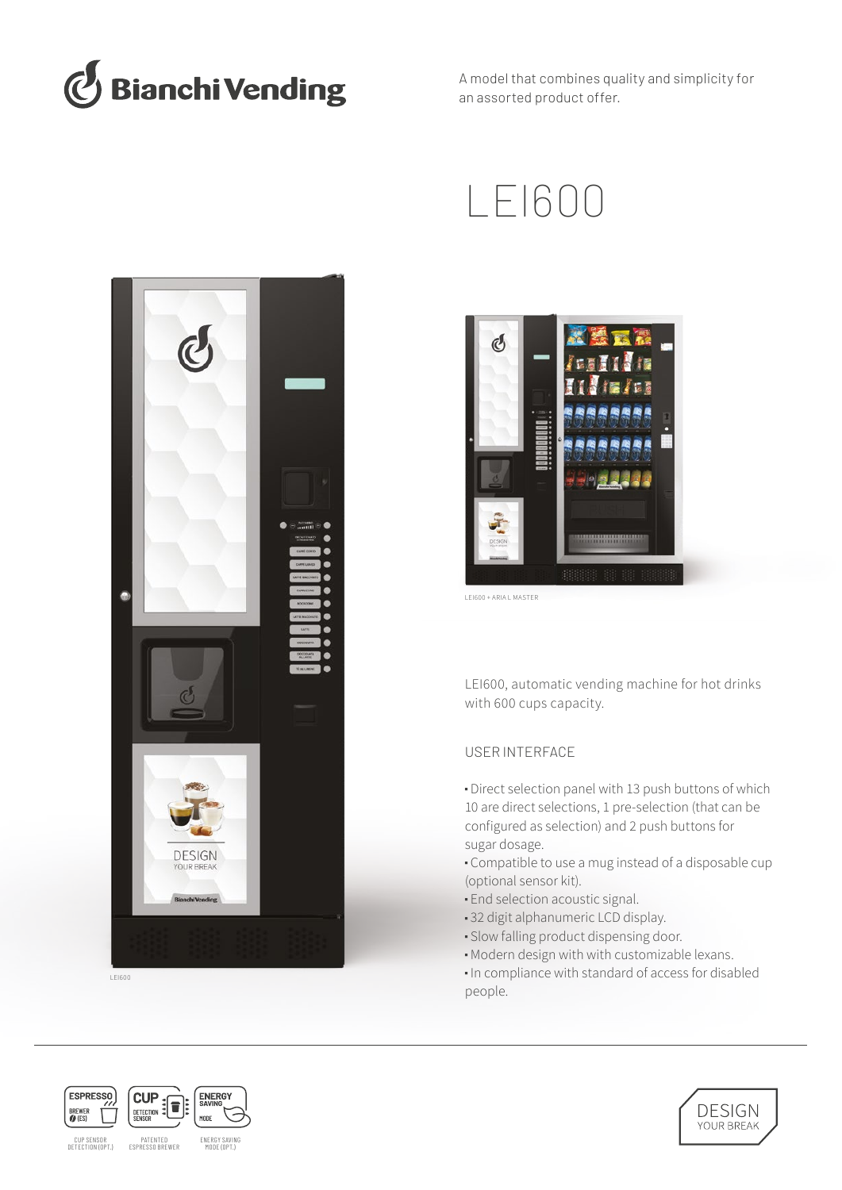# Bianchi Vending

A model that combines quality and simplicity for an assorted product offer.

# LEI600

LEI600

LEI600 + ARIA L MASTER

LEI600, automatic vending machine for hot drinks with 600 cups capacity.

## USER INTERFACE

- Direct selection panel with 13 push buttons of which 10 are direct selections, 1 pre-selection (that can be configured as selection) and 2 push buttons for sugar dosage.
- Compatible to use a mug instead of a disposable cup (optional sensor kit).
- End selection acoustic signal.
- 32 digit alphanumeric LCD display.
- Slow falling product dispensing door.
- Modern design with with customizable lexans.
- In compliance with standard of access for disabled people.

CUP SENSOR DETECTION (OPT.)

PATENTED ESPRESSO BREWER

ENERGY SAVING MODE (OPT.)

DESIGN YOUR BREAK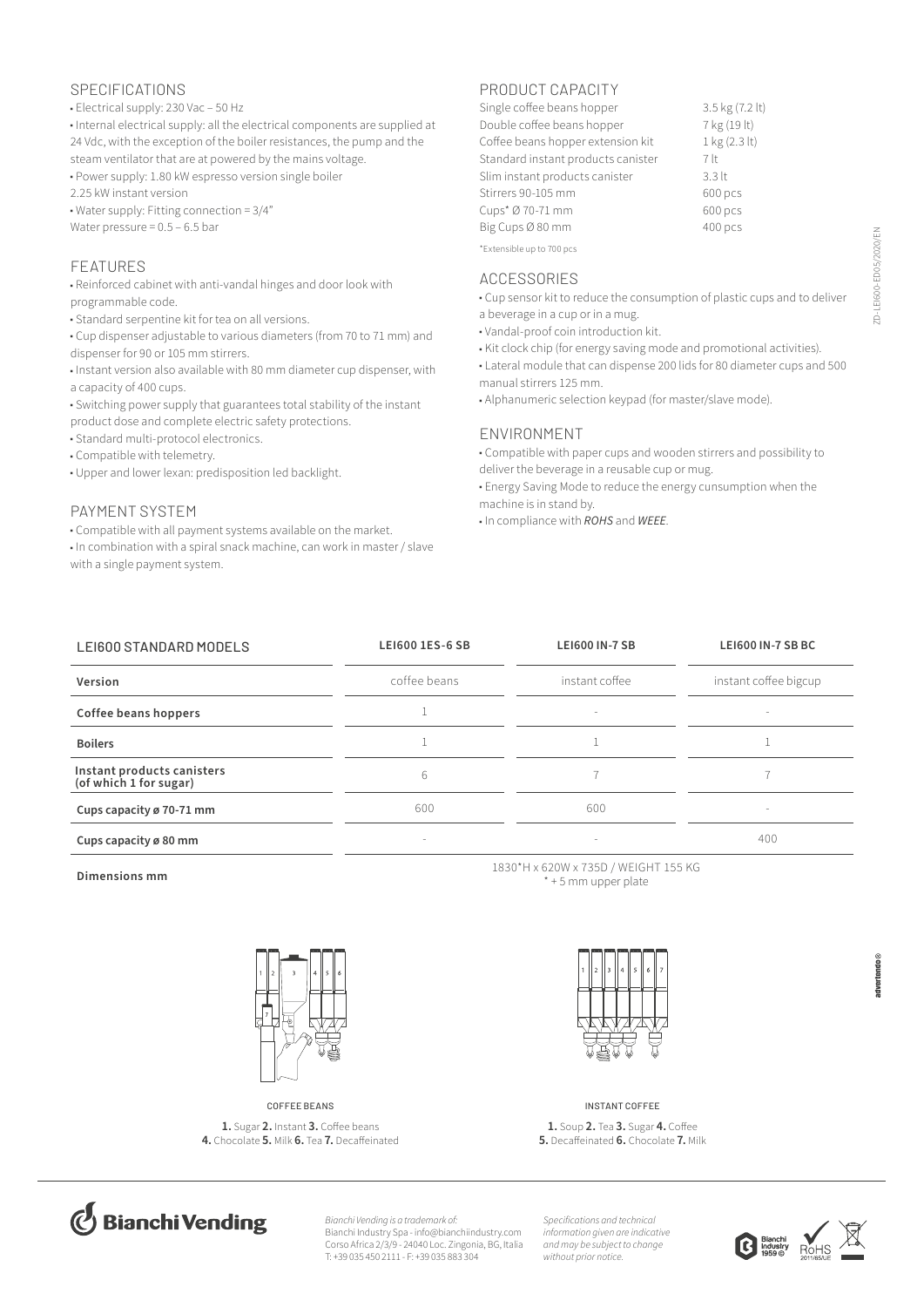## SPECIFICATIONS

- Electrical supply: 230 Vac – 50 Hz
- Internal electrical supply: all the electrical components are supplied at 24 Vdc, with the exception of the boiler resistances, the pump and the steam ventilator that are at powered by the mains voltage.
- Power supply: 1.80 kW espresso version single boiler
2.25 kW instant version
- Water supply: Fitting connection = 3/4"
Water pressure = 0.5 – 6.5 bar

## FEATURES

- Reinforced cabinet with anti-vandal hinges and door look with programmable code.
- Standard serpentine kit for tea on all versions.
- Cup dispenser adjustable to various diameters (from 70 to 71 mm) and dispenser for 90 or 105 mm stirrers.
- Instant version also available with 80 mm diameter cup dispenser, with a capacity of 400 cups.
- Switching power supply that guarantees total stability of the instant product dose and complete electric safety protections.
- Standard multi-protocol electronics.
- Compatible with telemetry.
- Upper and lower lexan: predisposition led backlight.

## PAYMENT SYSTEM

- Compatible with all payment systems available on the market.
- In combination with a spiral snack machine, can work in master / slave with a single payment system.

## PRODUCT CAPACITY

| | |
|---|---|
| Single coffee beans hopper | 3.5 kg (7.2 lt) |
| Double coffee beans hopper | 7 kg (19 lt) |
| Coffee beans hopper extension kit | 1 kg (2.3 lt) |
| Standard instant products canister | 7 lt |
| Slim instant products canister | 3.3 lt |
| Stirrers 90-105 mm | 600 pcs |
| Cups* Ø 70-71 mm | 600 pcs |
| Big Cups Ø 80 mm | 400 pcs |

*Extensible up to 700 pcs

## ACCESSORIES

- Cup sensor kit to reduce the consumption of plastic cups and to deliver a beverage in a cup or in a mug.
- Vandal-proof coin introduction kit.
- Kit clock chip (for energy saving mode and promotional activities).
- Lateral module that can dispense 200 lids for 80 diameter cups and 500 manual stirrers 125 mm.
- Alphanumeric selection keypad (for master/slave mode).

## ENVIRONMENT

- Compatible with paper cups and wooden stirrers and possibility to deliver the beverage in a reusable cup or mug.
- Energy Saving Mode to reduce the energy cunsumption when the machine is in stand by.
- In compliance with *ROHS* and *WEEE*.

| LEI600 STANDARD MODELS | LEI600 1ES-6 SB | LEI600 IN-7 SB | LEI600 IN-7 SB BC |
|---|---|---|---|
| **Version** | coffee beans | instant coffee | instant coffee bigcup |
| **Coffee beans hoppers** | 1 | - | - |
| **Boilers** | 1 | 1 | 1 |
| **Instant products canisters (of which 1 for sugar)** | 6 | 7 | 7 |
| **Cups capacity ø 70-71 mm** | 600 | 600 | - |
| **Cups capacity ø 80 mm** | - | - | 400 |
| **Dimensions mm** | 1830*H x 620W x 735D / WEIGHT 155 KG<br>* + 5 mm upper plate | | |

COFFEE BEANS

**1.** Sugar **2.** Instant **3.** Coffee beans **4.** Chocolate **5.** Milk **6.** Tea **7.** Decaffeinated

INSTANT COFFEE

**1.** Soup **2.** Tea **3.** Sugar **4.** Coffee **5.** Decaffeinated **6.** Chocolate **7.** Milk

Bianchi Vending

*Bianchi Vending is a trademark of:*
Bianchi Industry Spa - info@bianchiindustry.com
Corso Africa 2/3/9 - 24040 Loc. Zingonia, BG, Italia
T: +39 035 450 2111 - F: +39 035 883 304

*Specifications and technical information given are indicative and may be subject to change without prior notice.*

ZD-LEI600-ED05/2020/EN